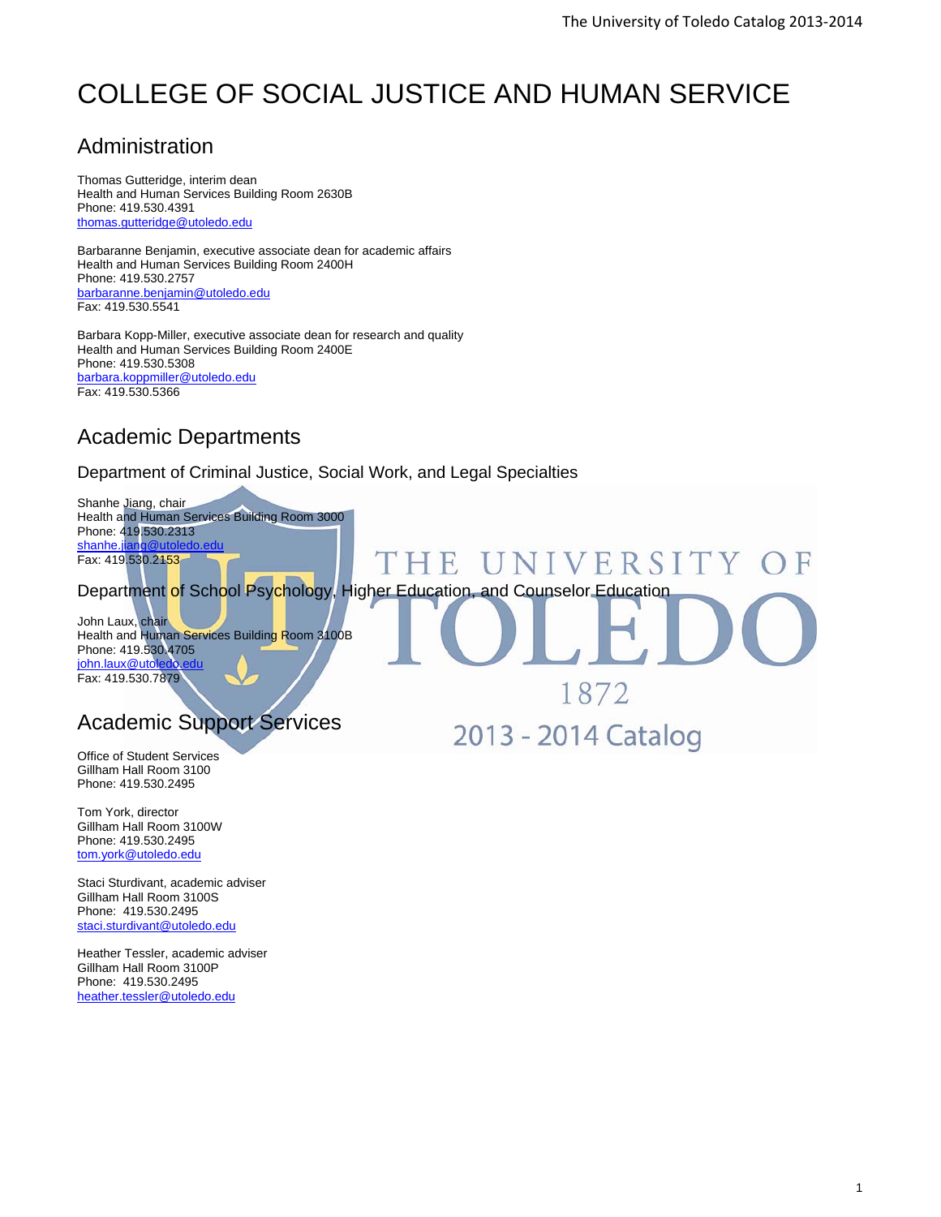# COLLEGE OF SOCIAL JUSTICE AND HUMAN SERVICE

## Administration

Thomas Gutteridge, interim dean
Health and Human Services Building Room 2630B
Phone: 419.530.4391
thomas.gutteridge@utoledo.edu

Barbaranne Benjamin, executive associate dean for academic affairs
Health and Human Services Building Room 2400H
Phone: 419.530.2757
barbaranne.benjamin@utoledo.edu
Fax: 419.530.5541

Barbara Kopp-Miller, executive associate dean for research and quality
Health and Human Services Building Room 2400E
Phone: 419.530.5308
barbara.koppmiller@utoledo.edu
Fax: 419.530.5366

## Academic Departments

### Department of Criminal Justice, Social Work, and Legal Specialties

Shanhe Jiang, chair
Health and Human Services Building Room 3000
Phone: 419.530.2313
shanhe.jiang@utoledo.edu
Fax: 419.530.2153

### Department of School Psychology, Higher Education, and Counselor Education

John Laux, chair
Health and Human Services Building Room 3100B
Phone: 419.530.4705
john.laux@utoledo.edu
Fax: 419.530.7879

## Academic Support Services

Office of Student Services
Gillham Hall Room 3100
Phone: 419.530.2495

Tom York, director
Gillham Hall Room 3100W
Phone: 419.530.2495
tom.york@utoledo.edu

Staci Sturdivant, academic adviser
Gillham Hall Room 3100S
Phone: 419.530.2495
staci.sturdivant@utoledo.edu

Heather Tessler, academic adviser
Gillham Hall Room 3100P
Phone: 419.530.2495
heather.tessler@utoledo.edu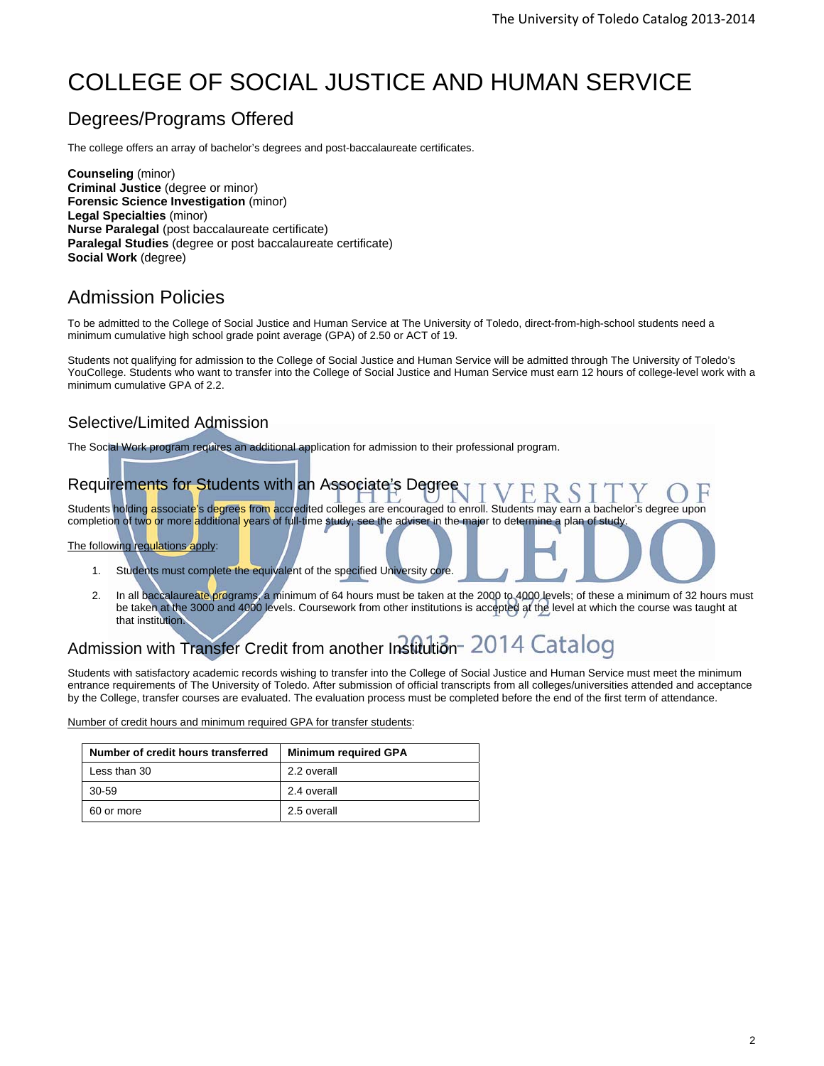# COLLEGE OF SOCIAL JUSTICE AND HUMAN SERVICE

## Degrees/Programs Offered

The college offers an array of bachelor's degrees and post-baccalaureate certificates.

**Counseling** (minor)
**Criminal Justice** (degree or minor)
**Forensic Science Investigation** (minor)
**Legal Specialties** (minor)
**Nurse Paralegal** (post baccalaureate certificate)
**Paralegal Studies** (degree or post baccalaureate certificate)
**Social Work** (degree)

## Admission Policies

To be admitted to the College of Social Justice and Human Service at The University of Toledo, direct-from-high-school students need a minimum cumulative high school grade point average (GPA) of 2.50 or ACT of 19.

Students not qualifying for admission to the College of Social Justice and Human Service will be admitted through The University of Toledo's YouCollege. Students who want to transfer into the College of Social Justice and Human Service must earn 12 hours of college-level work with a minimum cumulative GPA of 2.2.

## Selective/Limited Admission

The Social Work program requires an additional application for admission to their professional program.

## Requirements for Students with an Associate's Degree

Students holding associate's degrees from accredited colleges are encouraged to enroll. Students may earn a bachelor's degree upon completion of two or more additional years of full-time study; see the adviser in the major to determine a plan of study.

The following regulations apply:

1. Students must complete the equivalent of the specified University core.
2. In all baccalaureate programs, a minimum of 64 hours must be taken at the 2000 to 4000 levels; of these a minimum of 32 hours must be taken at the 3000 and 4000 levels. Coursework from other institutions is accepted at the level at which the course was taught at that institution.

## Admission with Transfer Credit from another Institution

Students with satisfactory academic records wishing to transfer into the College of Social Justice and Human Service must meet the minimum entrance requirements of The University of Toledo. After submission of official transcripts from all colleges/universities attended and acceptance by the College, transfer courses are evaluated. The evaluation process must be completed before the end of the first term of attendance.

Number of credit hours and minimum required GPA for transfer students:

| Number of credit hours transferred | Minimum required GPA |
|---|---|
| Less than 30 | 2.2 overall |
| 30-59 | 2.4 overall |
| 60 or more | 2.5 overall |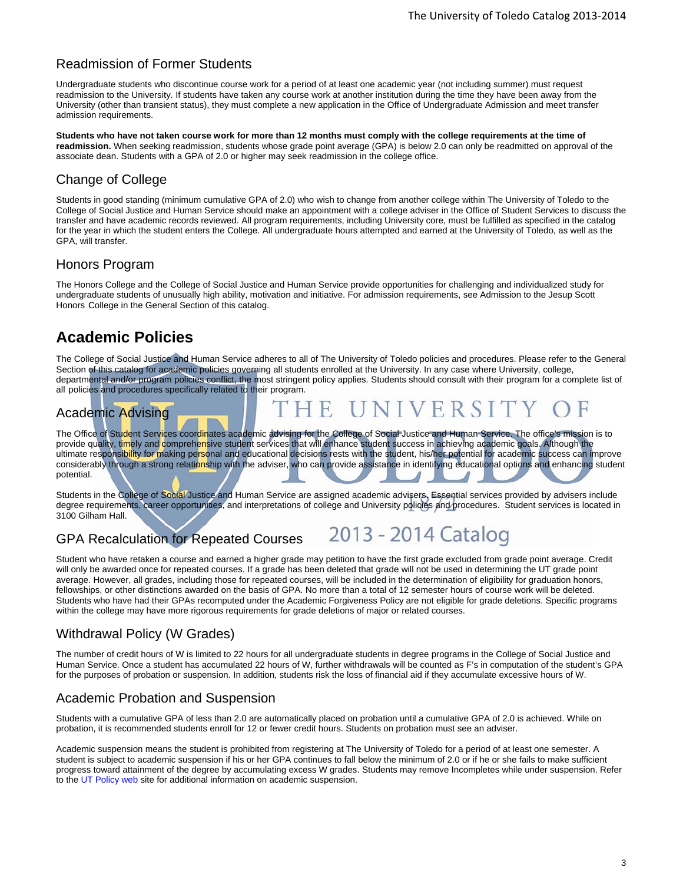## Readmission of Former Students

Undergraduate students who discontinue course work for a period of at least one academic year (not including summer) must request readmission to the University. If students have taken any course work at another institution during the time they have been away from the University (other than transient status), they must complete a new application in the Office of Undergraduate Admission and meet transfer admission requirements.

**Students who have not taken course work for more than 12 months must comply with the college requirements at the time of readmission.** When seeking readmission, students whose grade point average (GPA) is below 2.0 can only be readmitted on approval of the associate dean. Students with a GPA of 2.0 or higher may seek readmission in the college office.

## Change of College

Students in good standing (minimum cumulative GPA of 2.0) who wish to change from another college within The University of Toledo to the College of Social Justice and Human Service should make an appointment with a college adviser in the Office of Student Services to discuss the transfer and have academic records reviewed. All program requirements, including University core, must be fulfilled as specified in the catalog for the year in which the student enters the College. All undergraduate hours attempted and earned at the University of Toledo, as well as the GPA, will transfer.

## Honors Program

The Honors College and the College of Social Justice and Human Service provide opportunities for challenging and individualized study for undergraduate students of unusually high ability, motivation and initiative. For admission requirements, see Admission to the Jesup Scott Honors College in the General Section of this catalog.

# Academic Policies

The College of Social Justice and Human Service adheres to all of The University of Toledo policies and procedures. Please refer to the General Section of this catalog for academic policies governing all students enrolled at the University. In any case where University, college, departmental and/or program policies conflict, the most stringent policy applies. Students should consult with their program for a complete list of all policies and procedures specifically related to their program.

## Academic Advising

The Office of Student Services coordinates academic advising for the College of Social Justice and Human Service. The office's mission is to provide quality, timely and comprehensive student services that will enhance student success in achieving academic goals. Although the ultimate responsibility for making personal and educational decisions rests with the student, his/her potential for academic success can improve considerably through a strong relationship with the adviser, who can provide assistance in identifying educational options and enhancing student potential.

Students in the College of Social Justice and Human Service are assigned academic advisers. Essential services provided by advisers include degree requirements, career opportunities, and interpretations of college and University policies and procedures. Student services is located in 3100 Gilham Hall.

## GPA Recalculation for Repeated Courses

Student who have retaken a course and earned a higher grade may petition to have the first grade excluded from grade point average. Credit will only be awarded once for repeated courses. If a grade has been deleted that grade will not be used in determining the UT grade point average. However, all grades, including those for repeated courses, will be included in the determination of eligibility for graduation honors, fellowships, or other distinctions awarded on the basis of GPA. No more than a total of 12 semester hours of course work will be deleted. Students who have had their GPAs recomputed under the Academic Forgiveness Policy are not eligible for grade deletions. Specific programs within the college may have more rigorous requirements for grade deletions of major or related courses.

## Withdrawal Policy (W Grades)

The number of credit hours of W is limited to 22 hours for all undergraduate students in degree programs in the College of Social Justice and Human Service. Once a student has accumulated 22 hours of W, further withdrawals will be counted as F's in computation of the student's GPA for the purposes of probation or suspension. In addition, students risk the loss of financial aid if they accumulate excessive hours of W.

## Academic Probation and Suspension

Students with a cumulative GPA of less than 2.0 are automatically placed on probation until a cumulative GPA of 2.0 is achieved. While on probation, it is recommended students enroll for 12 or fewer credit hours. Students on probation must see an adviser.

Academic suspension means the student is prohibited from registering at The University of Toledo for a period of at least one semester. A student is subject to academic suspension if his or her GPA continues to fall below the minimum of 2.0 or if he or she fails to make sufficient progress toward attainment of the degree by accumulating excess W grades. Students may remove Incompletes while under suspension. Refer to the UT Policy web site for additional information on academic suspension.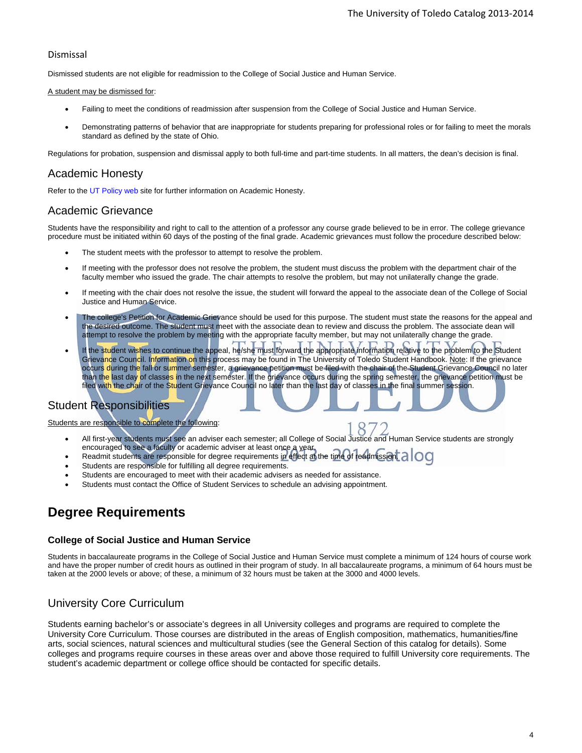## Dismissal

Dismissed students are not eligible for readmission to the College of Social Justice and Human Service.

A student may be dismissed for:

- Failing to meet the conditions of readmission after suspension from the College of Social Justice and Human Service.
- Demonstrating patterns of behavior that are inappropriate for students preparing for professional roles or for failing to meet the morals standard as defined by the state of Ohio.

Regulations for probation, suspension and dismissal apply to both full-time and part-time students. In all matters, the dean's decision is final.

## Academic Honesty

Refer to the UT Policy web site for further information on Academic Honesty.

## Academic Grievance

Students have the responsibility and right to call to the attention of a professor any course grade believed to be in error. The college grievance procedure must be initiated within 60 days of the posting of the final grade. Academic grievances must follow the procedure described below:

- The student meets with the professor to attempt to resolve the problem.
- If meeting with the professor does not resolve the problem, the student must discuss the problem with the department chair of the faculty member who issued the grade. The chair attempts to resolve the problem, but may not unilaterally change the grade.
- If meeting with the chair does not resolve the issue, the student will forward the appeal to the associate dean of the College of Social Justice and Human Service.
- The college's Petition for Academic Grievance should be used for this purpose. The student must state the reasons for the appeal and the desired outcome. The student must meet with the associate dean to review and discuss the problem. The associate dean will attempt to resolve the problem by meeting with the appropriate faculty member, but may not unilaterally change the grade.
- If the student wishes to continue the appeal, he/she must forward the appropriate information relative to the problem to the Student Grievance Council. Information on this process may be found in The University of Toledo Student Handbook. Note: If the grievance occurs during the fall or summer semester, a grievance petition must be filed with the chair of the Student Grievance Council no later than the last day of classes in the next semester. If the grievance occurs during the spring semester, the grievance petition must be filed with the chair of the Student Grievance Council no later than the last day of classes in the final summer session.

## Student Responsibilities

Students are responsible to complete the following:

- All first-year students must see an adviser each semester; all College of Social Justice and Human Service students are strongly encouraged to see a faculty or academic adviser at least once a year.
- Readmit students are responsible for degree requirements in effect at the time of readmission.
- Students are responsible for fulfilling all degree requirements.
- Students are encouraged to meet with their academic advisers as needed for assistance.
- Students must contact the Office of Student Services to schedule an advising appointment.

# Degree Requirements

### College of Social Justice and Human Service

Students in baccalaureate programs in the College of Social Justice and Human Service must complete a minimum of 124 hours of course work and have the proper number of credit hours as outlined in their program of study. In all baccalaureate programs, a minimum of 64 hours must be taken at the 2000 levels or above; of these, a minimum of 32 hours must be taken at the 3000 and 4000 levels.

## University Core Curriculum

Students earning bachelor's or associate's degrees in all University colleges and programs are required to complete the University Core Curriculum. Those courses are distributed in the areas of English composition, mathematics, humanities/fine arts, social sciences, natural sciences and multicultural studies (see the General Section of this catalog for details). Some colleges and programs require courses in these areas over and above those required to fulfill University core requirements. The student's academic department or college office should be contacted for specific details.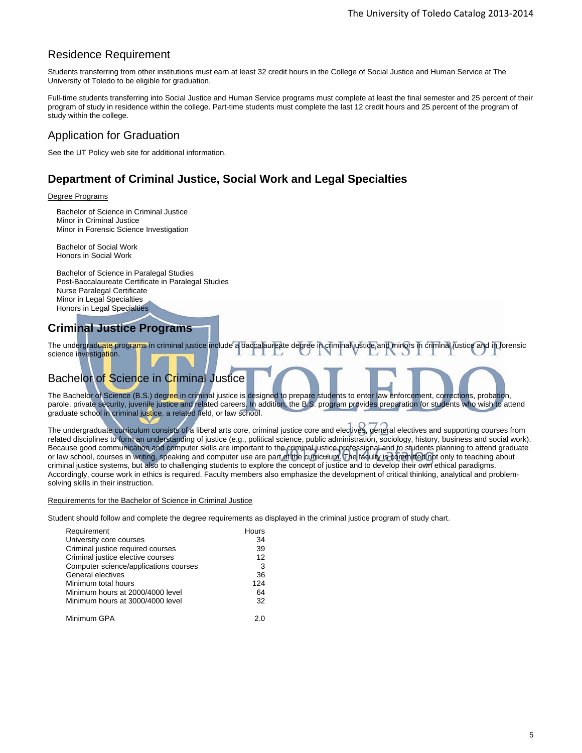## Residence Requirement

Students transferring from other institutions must earn at least 32 credit hours in the College of Social Justice and Human Service at The University of Toledo to be eligible for graduation.

Full-time students transferring into Social Justice and Human Service programs must complete at least the final semester and 25 percent of their program of study in residence within the college. Part-time students must complete the last 12 credit hours and 25 percent of the program of study within the college.

## Application for Graduation

See the UT Policy web site for additional information.

# Department of Criminal Justice, Social Work and Legal Specialties

Degree Programs

Bachelor of Science in Criminal Justice
Minor in Criminal Justice
Minor in Forensic Science Investigation

Bachelor of Social Work
Honors in Social Work

Bachelor of Science in Paralegal Studies
Post-Baccalaureate Certificate in Paralegal Studies
Nurse Paralegal Certificate
Minor in Legal Specialties
Honors in Legal Specialties

# Criminal Justice Programs

The undergraduate programs in criminal justice include a baccalaureate degree in criminal justice and minors in criminal justice and in forensic science investigation.

## Bachelor of Science in Criminal Justice

The Bachelor of Science (B.S.) degree in criminal justice is designed to prepare students to enter law enforcement, corrections, probation, parole, private security, juvenile justice and related careers. In addition, the B.S. program provides preparation for students who wish to attend graduate school in criminal justice, a related field, or law school.

The undergraduate curriculum consists of a liberal arts core, criminal justice core and electives, general electives and supporting courses from related disciplines to form an understanding of justice (e.g., political science, public administration, sociology, history, business and social work). Because good communication and computer skills are important to the criminal justice professional and to students planning to attend graduate or law school, courses in writing, speaking and computer use are part of the curriculum. The faculty is committed not only to teaching about criminal justice systems, but also to challenging students to explore the concept of justice and to develop their own ethical paradigms. Accordingly, course work in ethics is required. Faculty members also emphasize the development of critical thinking, analytical and problem-solving skills in their instruction.

Requirements for the Bachelor of Science in Criminal Justice

Student should follow and complete the degree requirements as displayed in the criminal justice program of study chart.

| Requirement | Hours |
|---|---|
| University core courses | 34 |
| Criminal justice required courses | 39 |
| Criminal justice elective courses | 12 |
| Computer science/applications courses | 3 |
| General electives | 36 |
| Minimum total hours | 124 |
| Minimum hours at 2000/4000 level | 64 |
| Minimum hours at 3000/4000 level | 32 |
| | |
| Minimum GPA | 2.0 |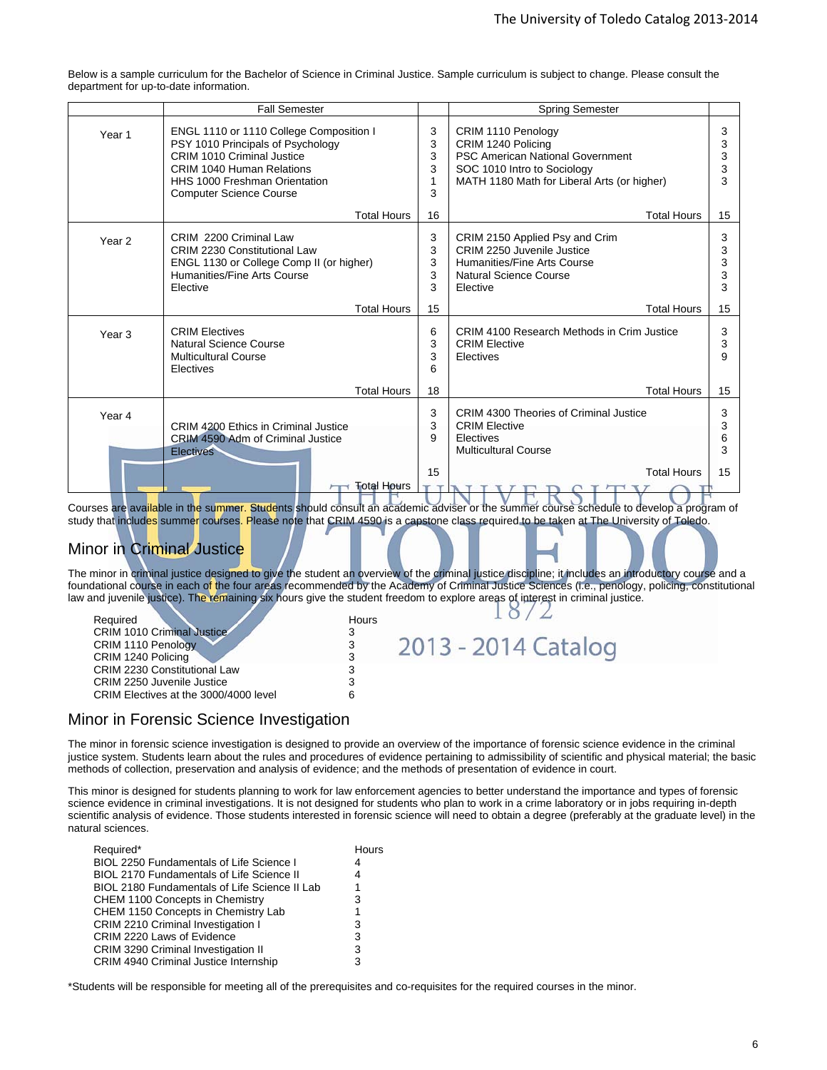Below is a sample curriculum for the Bachelor of Science in Criminal Justice. Sample curriculum is subject to change. Please consult the department for up-to-date information.

| | Fall Semester | | Spring Semester | |
|---|---|---|---|---|
| Year 1 | ENGL 1110 or 1110 College Composition I<br>PSY 1010 Principals of Psychology<br>CRIM 1010 Criminal Justice<br>CRIM 1040 Human Relations<br>HHS 1000 Freshman Orientation<br>Computer Science Course | 3<br>3<br>3<br>3<br>1<br>3 | CRIM 1110 Penology<br>CRIM 1240 Policing<br>PSC American National Government<br>SOC 1010 Intro to Sociology<br>MATH 1180 Math for Liberal Arts (or higher) | 3<br>3<br>3<br>3<br>3 |
| | Total Hours | 16 | Total Hours | 15 |
| Year 2 | CRIM 2200 Criminal Law<br>CRIM 2230 Constitutional Law<br>ENGL 1130 or College Comp II (or higher)<br>Humanities/Fine Arts Course<br>Elective | 3<br>3<br>3<br>3<br>3 | CRIM 2150 Applied Psy and Crim<br>CRIM 2250 Juvenile Justice<br>Humanities/Fine Arts Course<br>Natural Science Course<br>Elective | 3<br>3<br>3<br>3<br>3 |
| | Total Hours | 15 | Total Hours | 15 |
| Year 3 | CRIM Electives<br>Natural Science Course<br>Multicultural Course<br>Electives | 6<br>3<br>3<br>6 | CRIM 4100 Research Methods in Crim Justice<br>CRIM Elective<br>Electives | 3<br>3<br>9 |
| | Total Hours | 18 | Total Hours | 15 |
| Year 4 | CRIM 4200 Ethics in Criminal Justice<br>CRIM 4590 Adm of Criminal Justice<br>Electives | 3<br>3<br>9 | CRIM 4300 Theories of Criminal Justice<br>CRIM Elective<br>Electives<br>Multicultural Course | 3<br>3<br>6<br>3 |
| | Total Hours | 15 | Total Hours | 15 |

Courses are available in the summer. Students should consult an academic adviser or the summer course schedule to develop a program of study that includes summer courses. Please note that CRIM 4590 is a capstone class required to be taken at The University of Toledo.

## Minor in Criminal Justice

The minor in criminal justice designed to give the student an overview of the criminal justice discipline; it includes an introductory course and a foundational course in each of the four areas recommended by the Academy of Criminal Justice Sciences (i.e., penology, policing, constitutional law and juvenile justice). The remaining six hours give the student freedom to explore areas of interest in criminal justice.

| Required | Hours |
|---|---|
| CRIM 1010 Criminal Justice | 3 |
| CRIM 1110 Penology | 3 |
| CRIM 1240 Policing | 3 |
| CRIM 2230 Constitutional Law | 3 |
| CRIM 2250 Juvenile Justice | 3 |
| CRIM Electives at the 3000/4000 level | 6 |

## Minor in Forensic Science Investigation

The minor in forensic science investigation is designed to provide an overview of the importance of forensic science evidence in the criminal justice system. Students learn about the rules and procedures of evidence pertaining to admissibility of scientific and physical material; the basic methods of collection, preservation and analysis of evidence; and the methods of presentation of evidence in court.

This minor is designed for students planning to work for law enforcement agencies to better understand the importance and types of forensic science evidence in criminal investigations. It is not designed for students who plan to work in a crime laboratory or in jobs requiring in-depth scientific analysis of evidence. Those students interested in forensic science will need to obtain a degree (preferably at the graduate level) in the natural sciences.

| Required* | Hours |
|---|---|
| BIOL 2250 Fundamentals of Life Science I | 4 |
| BIOL 2170 Fundamentals of Life Science II | 4 |
| BIOL 2180 Fundamentals of Life Science II Lab | 1 |
| CHEM 1100 Concepts in Chemistry | 3 |
| CHEM 1150 Concepts in Chemistry Lab | 1 |
| CRIM 2210 Criminal Investigation I | 3 |
| CRIM 2220 Laws of Evidence | 3 |
| CRIM 3290 Criminal Investigation II | 3 |
| CRIM 4940 Criminal Justice Internship | 3 |

*Students will be responsible for meeting all of the prerequisites and co-requisites for the required courses in the minor.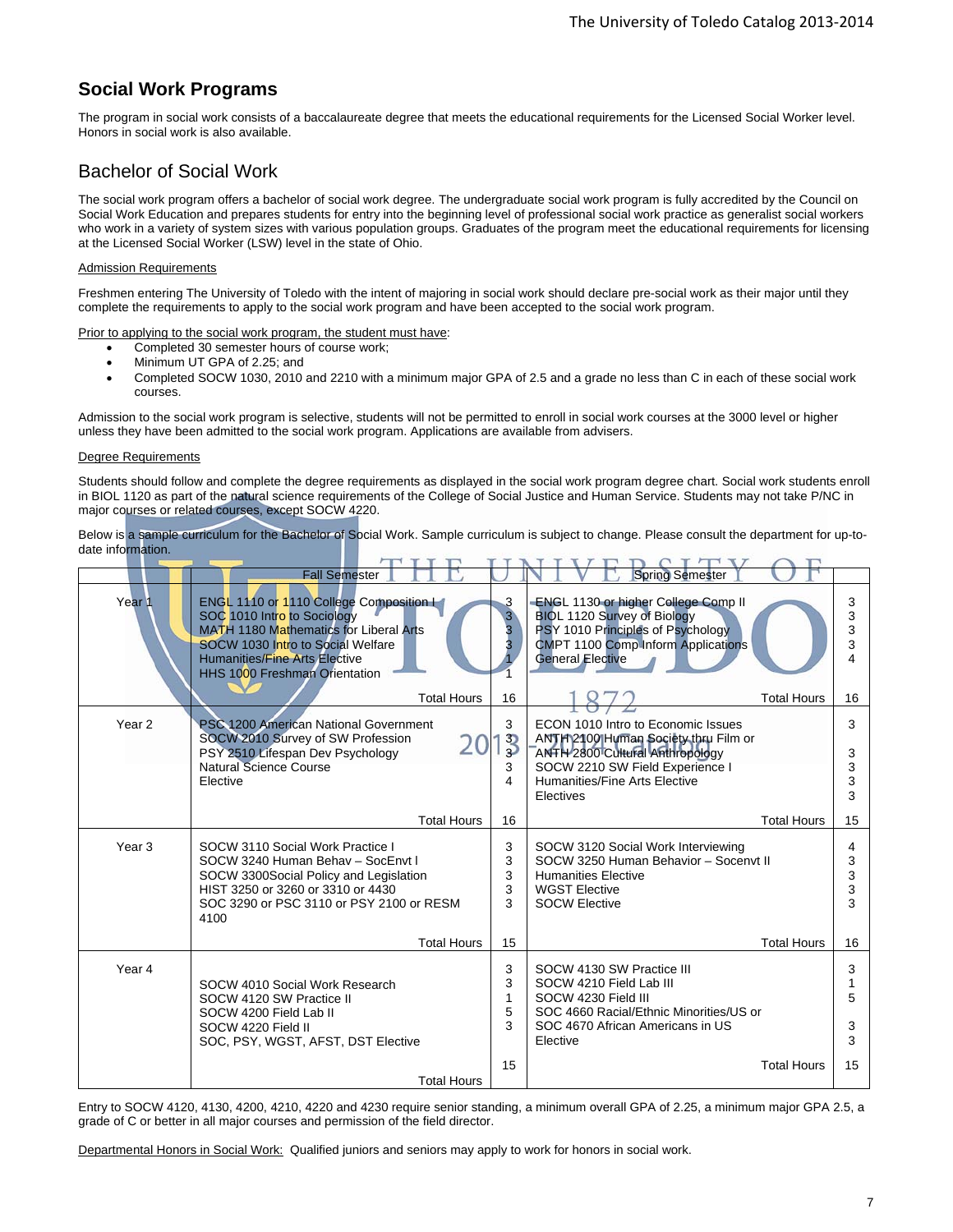## Social Work Programs

The program in social work consists of a baccalaureate degree that meets the educational requirements for the Licensed Social Worker level. Honors in social work is also available.

### Bachelor of Social Work

The social work program offers a bachelor of social work degree. The undergraduate social work program is fully accredited by the Council on Social Work Education and prepares students for entry into the beginning level of professional social work practice as generalist social workers who work in a variety of system sizes with various population groups. Graduates of the program meet the educational requirements for licensing at the Licensed Social Worker (LSW) level in the state of Ohio.

Admission Requirements

Freshmen entering The University of Toledo with the intent of majoring in social work should declare pre-social work as their major until they complete the requirements to apply to the social work program and have been accepted to the social work program.

Prior to applying to the social work program, the student must have:

- Completed 30 semester hours of course work;
- Minimum UT GPA of 2.25; and
- Completed SOCW 1030, 2010 and 2210 with a minimum major GPA of 2.5 and a grade no less than C in each of these social work courses.

Admission to the social work program is selective, students will not be permitted to enroll in social work courses at the 3000 level or higher unless they have been admitted to the social work program. Applications are available from advisers.

Degree Requirements

Students should follow and complete the degree requirements as displayed in the social work program degree chart. Social work students enroll in BIOL 1120 as part of the natural science requirements of the College of Social Justice and Human Service. Students may not take P/NC in major courses or related courses, except SOCW 4220.

Below is a sample curriculum for the Bachelor of Social Work. Sample curriculum is subject to change. Please consult the department for up-to-date information.

| | Fall Semester | | Spring Semester | |
|---|---|---|---|---|
| Year 1 | ENGL 1110 or 1110 College Composition I<br>SOC 1010 Intro to Sociology<br>MATH 1180 Mathematics for Liberal Arts<br>SOCW 1030 Intro to Social Welfare<br>Humanities/Fine Arts Elective<br>HHS 1000 Freshman Orientation | 3<br>3<br>3<br>3<br>1<br>1 | ENGL 1130 or higher College Comp II<br>BIOL 1120 Survey of Biology<br>PSY 1010 Principles of Psychology<br>CMPT 1100 Comp Inform Applications<br>General Elective | 3<br>3<br>3<br>3<br>4 |
| | Total Hours | 16 | Total Hours | 16 |
| Year 2 | PSC 1200 American National Government<br>SOCW 2010 Survey of SW Profession<br>PSY 2510 Lifespan Dev Psychology<br>Natural Science Course<br>Elective | 3<br>3<br>3<br>3<br>4 | ECON 1010 Intro to Economic Issues<br>ANTH 2100 Human Society thru Film or ANTH 2800 Cultural Anthropology<br>SOCW 2210 SW Field Experience I<br>Humanities/Fine Arts Elective<br>Electives | 3<br>3<br>3<br>3<br>3 |
| | Total Hours | 16 | Total Hours | 15 |
| Year 3 | SOCW 3110 Social Work Practice I<br>SOCW 3240 Human Behav – SocEnvt I<br>SOCW 3300Social Policy and Legislation<br>HIST 3250 or 3260 or 3310 or 4430<br>SOC 3290 or PSC 3110 or PSY 2100 or RESM 4100 | 3<br>3<br>3<br>3<br>3 | SOCW 3120 Social Work Interviewing<br>SOCW 3250 Human Behavior – Socenvt II<br>Humanities Elective<br>WGST Elective<br>SOCW Elective | 4<br>3<br>3<br>3<br>3 |
| | Total Hours | 15 | Total Hours | 16 |
| Year 4 | SOCW 4010 Social Work Research<br>SOCW 4120 SW Practice II<br>SOCW 4200 Field Lab II<br>SOCW 4220 Field II<br>SOC, PSY, WGST, AFST, DST Elective | 3<br>3<br>1<br>5<br>3 | SOCW 4130 SW Practice III<br>SOCW 4210 Field Lab III<br>SOCW 4230 Field III<br>SOC 4660 Racial/Ethnic Minorities/US or SOC 4670 African Americans in US<br>Elective | 3<br>1<br>5<br>3<br>3 |
| | Total Hours | 15 | Total Hours | 15 |

Entry to SOCW 4120, 4130, 4200, 4210, 4220 and 4230 require senior standing, a minimum overall GPA of 2.25, a minimum major GPA 2.5, a grade of C or better in all major courses and permission of the field director.

Departmental Honors in Social Work: Qualified juniors and seniors may apply to work for honors in social work.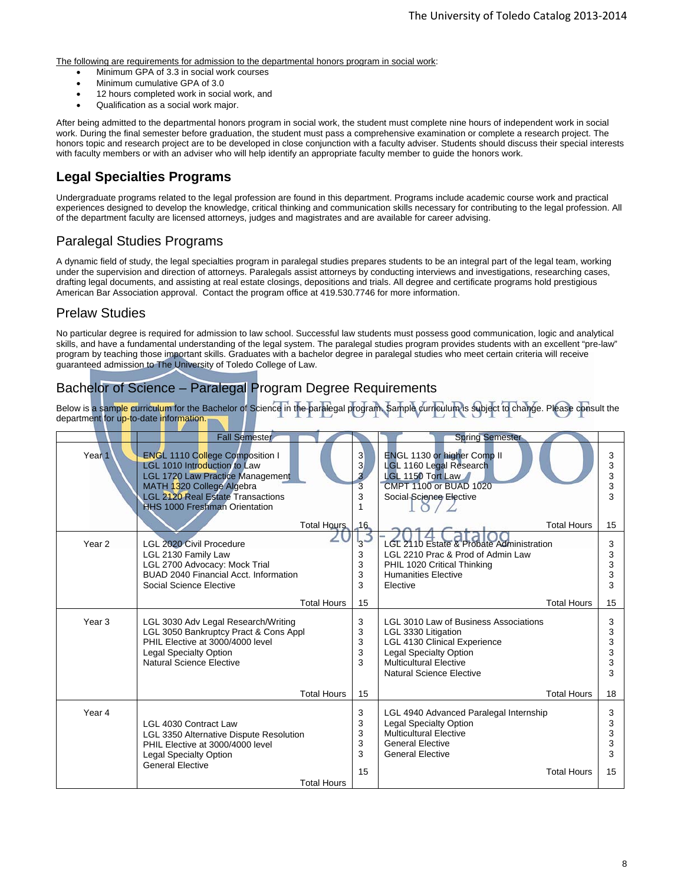The following are requirements for admission to the departmental honors program in social work:

- Minimum GPA of 3.3 in social work courses
- Minimum cumulative GPA of 3.0
- 12 hours completed work in social work, and
- Qualification as a social work major.

After being admitted to the departmental honors program in social work, the student must complete nine hours of independent work in social work. During the final semester before graduation, the student must pass a comprehensive examination or complete a research project. The honors topic and research project are to be developed in close conjunction with a faculty adviser. Students should discuss their special interests with faculty members or with an adviser who will help identify an appropriate faculty member to guide the honors work.

## Legal Specialties Programs

Undergraduate programs related to the legal profession are found in this department. Programs include academic course work and practical experiences designed to develop the knowledge, critical thinking and communication skills necessary for contributing to the legal profession. All of the department faculty are licensed attorneys, judges and magistrates and are available for career advising.

### Paralegal Studies Programs

A dynamic field of study, the legal specialties program in paralegal studies prepares students to be an integral part of the legal team, working under the supervision and direction of attorneys. Paralegals assist attorneys by conducting interviews and investigations, researching cases, drafting legal documents, and assisting at real estate closings, depositions and trials. All degree and certificate programs hold prestigious American Bar Association approval. Contact the program office at 419.530.7746 for more information.

### Prelaw Studies

No particular degree is required for admission to law school. Successful law students must possess good communication, logic and analytical skills, and have a fundamental understanding of the legal system. The paralegal studies program provides students with an excellent "pre-law" program by teaching those important skills. Graduates with a bachelor degree in paralegal studies who meet certain criteria will receive guaranteed admission to The University of Toledo College of Law.

### Bachelor of Science – Paralegal Program Degree Requirements

Below is a sample curriculum for the Bachelor of Science in the paralegal program. Sample curriculum is subject to change. Please consult the department for up-to-date information.

| | Fall Semester | | Spring Semester | |
|---|---|---|---|---|
| Year 1 | ENGL 1110 College Composition I | 3 | ENGL 1130 or higher Comp II | 3 |
| | LGL 1010 Introduction to Law | 3 | LGL 1160 Legal Research | 3 |
| | LGL 1720 Law Practice Management | 3 | LGL 1150 Tort Law | 3 |
| | MATH 1320 College Algebra | 3 | CMPT 1100 or BUAD 1020 | 3 |
| | LGL 2120 Real Estate Transactions | 3 | Social Science Elective | 3 |
| | HHS 1000 Freshman Orientation | 1 | | |
| | Total Hours | 16 | Total Hours | 15 |
| Year 2 | LGL 2020 Civil Procedure | 3 | LGL 2110 Estate & Probate Administration | 3 |
| | LGL 2130 Family Law | 3 | LGL 2210 Prac & Prod of Admin Law | 3 |
| | LGL 2700 Advocacy: Mock Trial | 3 | PHIL 1020 Critical Thinking | 3 |
| | BUAD 2040 Financial Acct. Information | 3 | Humanities Elective | 3 |
| | Social Science Elective | 3 | Elective | 3 |
| | Total Hours | 15 | Total Hours | 15 |
| Year 3 | LGL 3030 Adv Legal Research/Writing | 3 | LGL 3010 Law of Business Associations | 3 |
| | LGL 3050 Bankruptcy Pract & Cons Appl | 3 | LGL 3330 Litigation | 3 |
| | PHIL Elective at 3000/4000 level | 3 | LGL 4130 Clinical Experience | 3 |
| | Legal Specialty Option | 3 | Legal Specialty Option | 3 |
| | Natural Science Elective | 3 | Multicultural Elective | 3 |
| | | | Natural Science Elective | 3 |
| | Total Hours | 15 | Total Hours | 18 |
| Year 4 | | 3 | LGL 4940 Advanced Paralegal Internship | 3 |
| | LGL 4030 Contract Law | 3 | Legal Specialty Option | 3 |
| | LGL 3350 Alternative Dispute Resolution | 3 | Multicultural Elective | 3 |
| | PHIL Elective at 3000/4000 level | 3 | General Elective | 3 |
| | Legal Specialty Option | 3 | General Elective | 3 |
| | General Elective | | | |
| | Total Hours | 15 | Total Hours | 15 |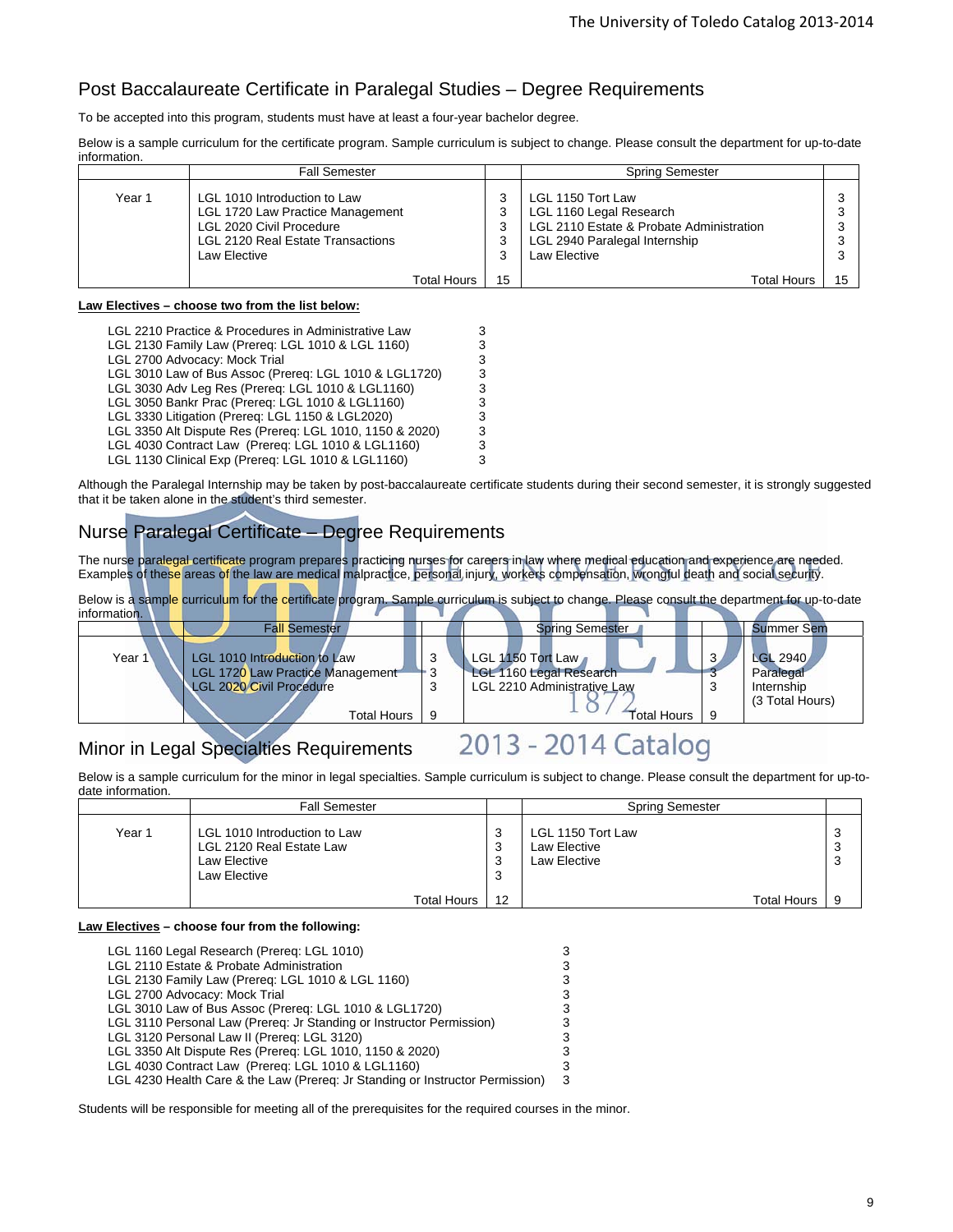## Post Baccalaureate Certificate in Paralegal Studies – Degree Requirements

To be accepted into this program, students must have at least a four-year bachelor degree.

Below is a sample curriculum for the certificate program. Sample curriculum is subject to change. Please consult the department for up-to-date information.

| | Fall Semester | | Spring Semester | |
|---|---|---|---|---|
| Year 1 | LGL 1010 Introduction to Law | 3 | LGL 1150 Tort Law | 3 |
| | LGL 1720 Law Practice Management | 3 | LGL 1160 Legal Research | 3 |
| | LGL 2020 Civil Procedure | 3 | LGL 2110 Estate & Probate Administration | 3 |
| | LGL 2120 Real Estate Transactions | 3 | LGL 2940 Paralegal Internship | 3 |
| | Law Elective | 3 | Law Elective | 3 |
| | Total Hours | 15 | Total Hours | 15 |

**<u>Law Electives – choose two from the list below:</u>**

| | |
|---|---|
| LGL 2210 Practice & Procedures in Administrative Law | 3 |
| LGL 2130 Family Law (Prereq: LGL 1010 & LGL 1160) | 3 |
| LGL 2700 Advocacy: Mock Trial | 3 |
| LGL 3010 Law of Bus Assoc (Prereq: LGL 1010 & LGL1720) | 3 |
| LGL 3030 Adv Leg Res (Prereq: LGL 1010 & LGL1160) | 3 |
| LGL 3050 Bankr Prac (Prereq: LGL 1010 & LGL1160) | 3 |
| LGL 3330 Litigation (Prereq: LGL 1150 & LGL2020) | 3 |
| LGL 3350 Alt Dispute Res (Prereq: LGL 1010, 1150 & 2020) | 3 |
| LGL 4030 Contract Law (Prereq: LGL 1010 & LGL1160) | 3 |
| LGL 1130 Clinical Exp (Prereq: LGL 1010 & LGL1160) | 3 |

Although the Paralegal Internship may be taken by post-baccalaureate certificate students during their second semester, it is strongly suggested that it be taken alone in the student's third semester.

## Nurse Paralegal Certificate – Degree Requirements

The nurse paralegal certificate program prepares practicing nurses for careers in law where medical education and experience are needed. Examples of these areas of the law are medical malpractice, personal injury, workers compensation, wrongful death and social security.

Below is a sample curriculum for the certificate program. Sample curriculum is subject to change. Please consult the department for up-to-date information.

| | Fall Semester | | Spring Semester | | Summer Sem |
|---|---|---|---|---|---|
| Year 1 | LGL 1010 Introduction to Law | 3 | LGL 1150 Tort Law | 3 | LGL 2940 Paralegal Internship (3 Total Hours) |
| | LGL 1720 Law Practice Management | 3 | LGL 1160 Legal Research | 3 | |
| | LGL 2020 Civil Procedure | 3 | LGL 2210 Administrative Law | 3 | |
| | Total Hours | 9 | Total Hours | 9 | |

## Minor in Legal Specialties Requirements

Below is a sample curriculum for the minor in legal specialties. Sample curriculum is subject to change. Please consult the department for up-to-date information.

| | Fall Semester | | Spring Semester | |
|---|---|---|---|---|
| Year 1 | LGL 1010 Introduction to Law | 3 | LGL 1150 Tort Law | 3 |
| | LGL 2120 Real Estate Law | 3 | Law Elective | 3 |
| | Law Elective | 3 | Law Elective | 3 |
| | Law Elective | 3 | | |
| | Total Hours | 12 | Total Hours | 9 |

**<u>Law Electives</u> – choose four from the following:**

| | |
|---|---|
| LGL 1160 Legal Research (Prereq: LGL 1010) | 3 |
| LGL 2110 Estate & Probate Administration | 3 |
| LGL 2130 Family Law (Prereq: LGL 1010 & LGL 1160) | 3 |
| LGL 2700 Advocacy: Mock Trial | 3 |
| LGL 3010 Law of Bus Assoc (Prereq: LGL 1010 & LGL1720) | 3 |
| LGL 3110 Personal Law (Prereq: Jr Standing or Instructor Permission) | 3 |
| LGL 3120 Personal Law II (Prereq: LGL 3120) | 3 |
| LGL 3350 Alt Dispute Res (Prereq: LGL 1010, 1150 & 2020) | 3 |
| LGL 4030 Contract Law (Prereq: LGL 1010 & LGL1160) | 3 |
| LGL 4230 Health Care & the Law (Prereq: Jr Standing or Instructor Permission) | 3 |

Students will be responsible for meeting all of the prerequisites for the required courses in the minor.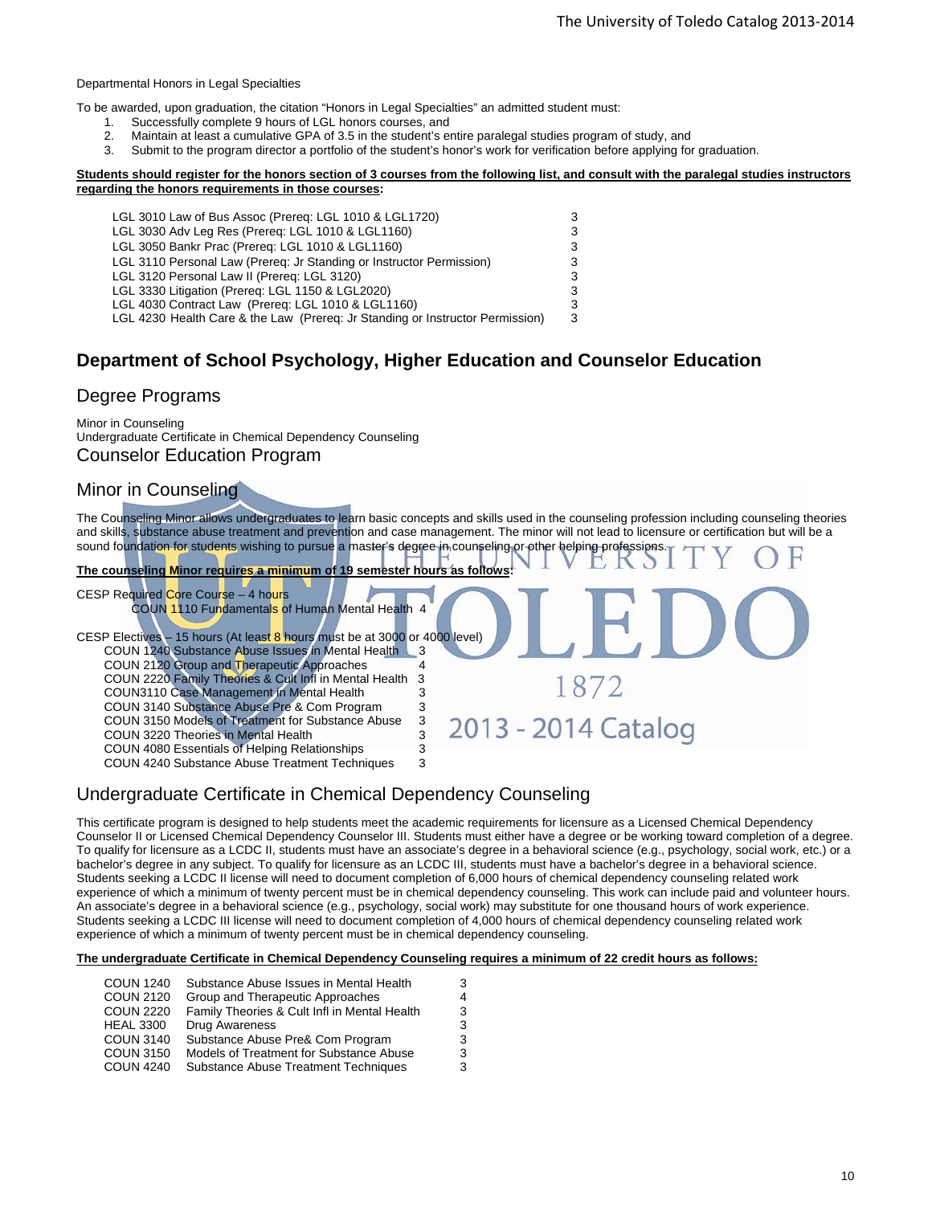Departmental Honors in Legal Specialties

To be awarded, upon graduation, the citation "Honors in Legal Specialties" an admitted student must:

1. Successfully complete 9 hours of LGL honors courses, and
2. Maintain at least a cumulative GPA of 3.5 in the student's entire paralegal studies program of study, and
3. Submit to the program director a portfolio of the student's honor's work for verification before applying for graduation.

**Students should register for the honors section of 3 courses from the following list, and consult with the paralegal studies instructors regarding the honors requirements in those courses:**

| Course | Hours |
|---|---|
| LGL 3010 Law of Bus Assoc (Prereq: LGL 1010 & LGL1720) | 3 |
| LGL 3030 Adv Leg Res (Prereq: LGL 1010 & LGL1160) | 3 |
| LGL 3050 Bankr Prac (Prereq: LGL 1010 & LGL1160) | 3 |
| LGL 3110 Personal Law (Prereq: Jr Standing or Instructor Permission) | 3 |
| LGL 3120 Personal Law II (Prereq: LGL 3120) | 3 |
| LGL 3330 Litigation (Prereq: LGL 1150 & LGL2020) | 3 |
| LGL 4030 Contract Law (Prereq: LGL 1010 & LGL1160) | 3 |
| LGL 4230 Health Care & the Law (Prereq: Jr Standing or Instructor Permission) | 3 |

## Department of School Psychology, Higher Education and Counselor Education

### Degree Programs

Minor in Counseling
Undergraduate Certificate in Chemical Dependency Counseling

### Counselor Education Program

### Minor in Counseling

The Counseling Minor allows undergraduates to learn basic concepts and skills used in the counseling profession including counseling theories and skills, substance abuse treatment and prevention and case management. The minor will not lead to licensure or certification but will be a sound foundation for students wishing to pursue a master's degree in counseling or other helping professions.

**The counseling Minor requires a minimum of 19 semester hours as follows:**

CESP Required Core Course – 4 hours

| Course | Hours |
|---|---|
| COUN 1110 Fundamentals of Human Mental Health | 4 |

CESP Electives – 15 hours (At least 8 hours must be at 3000 or 4000 level)

| Course | Hours |
|---|---|
| COUN 1240 Substance Abuse Issues in Mental Health | 3 |
| COUN 2120 Group and Therapeutic Approaches | 4 |
| COUN 2220 Family Theories & Cult Infl in Mental Health | 3 |
| COUN3110 Case Management in Mental Health | 3 |
| COUN 3140 Substance Abuse Pre & Com Program | 3 |
| COUN 3150 Models of Treatment for Substance Abuse | 3 |
| COUN 3220 Theories in Mental Health | 3 |
| COUN 4080 Essentials of Helping Relationships | 3 |
| COUN 4240 Substance Abuse Treatment Techniques | 3 |

### Undergraduate Certificate in Chemical Dependency Counseling

This certificate program is designed to help students meet the academic requirements for licensure as a Licensed Chemical Dependency Counselor II or Licensed Chemical Dependency Counselor III. Students must either have a degree or be working toward completion of a degree. To qualify for licensure as a LCDC II, students must have an associate's degree in a behavioral science (e.g., psychology, social work, etc.) or a bachelor's degree in any subject. To qualify for licensure as an LCDC III, students must have a bachelor's degree in a behavioral science. Students seeking a LCDC II license will need to document completion of 6,000 hours of chemical dependency counseling related work experience of which a minimum of twenty percent must be in chemical dependency counseling. This work can include paid and volunteer hours. An associate's degree in a behavioral science (e.g., psychology, social work) may substitute for one thousand hours of work experience. Students seeking a LCDC III license will need to document completion of 4,000 hours of chemical dependency counseling related work experience of which a minimum of twenty percent must be in chemical dependency counseling.

**The undergraduate Certificate in Chemical Dependency Counseling requires a minimum of 22 credit hours as follows:**

| Course | Title | Hours |
|---|---|---|
| COUN 1240 | Substance Abuse Issues in Mental Health | 3 |
| COUN 2120 | Group and Therapeutic Approaches | 4 |
| COUN 2220 | Family Theories & Cult Infl in Mental Health | 3 |
| HEAL 3300 | Drug Awareness | 3 |
| COUN 3140 | Substance Abuse Pre& Com Program | 3 |
| COUN 3150 | Models of Treatment for Substance Abuse | 3 |
| COUN 4240 | Substance Abuse Treatment Techniques | 3 |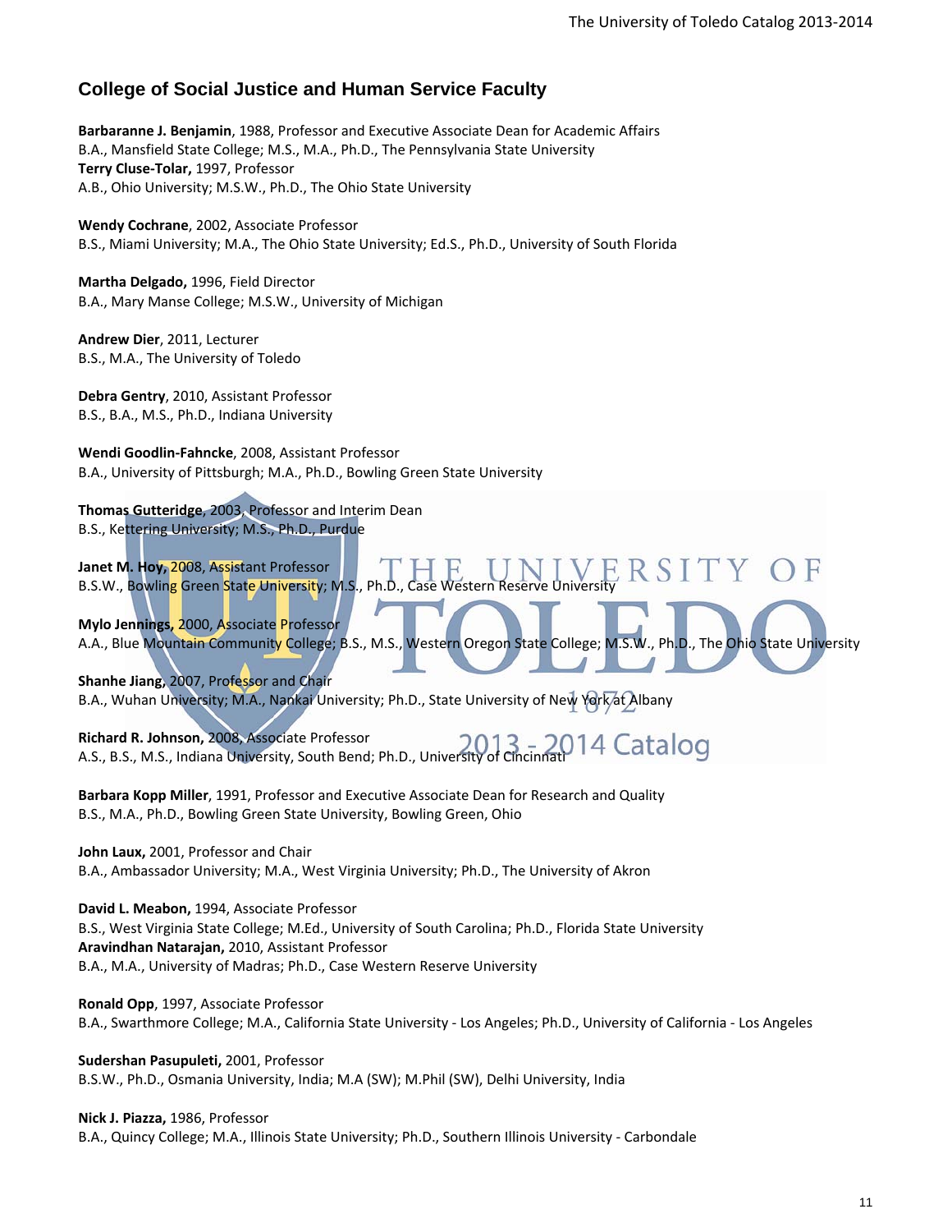## College of Social Justice and Human Service Faculty

**Barbaranne J. Benjamin**, 1988, Professor and Executive Associate Dean for Academic Affairs
B.A., Mansfield State College; M.S., M.A., Ph.D., The Pennsylvania State University
**Terry Cluse-Tolar,** 1997, Professor
A.B., Ohio University; M.S.W., Ph.D., The Ohio State University

**Wendy Cochrane**, 2002, Associate Professor
B.S., Miami University; M.A., The Ohio State University; Ed.S., Ph.D., University of South Florida

**Martha Delgado,** 1996, Field Director
B.A., Mary Manse College; M.S.W., University of Michigan

**Andrew Dier**, 2011, Lecturer
B.S., M.A., The University of Toledo

**Debra Gentry**, 2010, Assistant Professor
B.S., B.A., M.S., Ph.D., Indiana University

**Wendi Goodlin-Fahncke**, 2008, Assistant Professor
B.A., University of Pittsburgh; M.A., Ph.D., Bowling Green State University

**Thomas Gutteridge**, 2003, Professor and Interim Dean
B.S., Kettering University; M.S., Ph.D., Purdue

**Janet M. Hoy,** 2008, Assistant Professor
B.S.W., Bowling Green State University; M.S., Ph.D., Case Western Reserve University

**Mylo Jennings,** 2000, Associate Professor
A.A., Blue Mountain Community College; B.S., M.S., Western Oregon State College; M.S.W., Ph.D., The Ohio State University

**Shanhe Jiang,** 2007, Professor and Chair
B.A., Wuhan University; M.A., Nankai University; Ph.D., State University of New York at Albany

**Richard R. Johnson,** 2008, Associate Professor
A.S., B.S., M.S., Indiana University, South Bend; Ph.D., University of Cincinnati

**Barbara Kopp Miller**, 1991, Professor and Executive Associate Dean for Research and Quality
B.S., M.A., Ph.D., Bowling Green State University, Bowling Green, Ohio

**John Laux,** 2001, Professor and Chair
B.A., Ambassador University; M.A., West Virginia University; Ph.D., The University of Akron

**David L. Meabon,** 1994, Associate Professor
B.S., West Virginia State College; M.Ed., University of South Carolina; Ph.D., Florida State University
**Aravindhan Natarajan,** 2010, Assistant Professor
B.A., M.A., University of Madras; Ph.D., Case Western Reserve University

**Ronald Opp**, 1997, Associate Professor
B.A., Swarthmore College; M.A., California State University - Los Angeles; Ph.D., University of California - Los Angeles

**Sudershan Pasupuleti,** 2001, Professor
B.S.W., Ph.D., Osmania University, India; M.A (SW); M.Phil (SW), Delhi University, India

**Nick J. Piazza,** 1986, Professor
B.A., Quincy College; M.A., Illinois State University; Ph.D., Southern Illinois University - Carbondale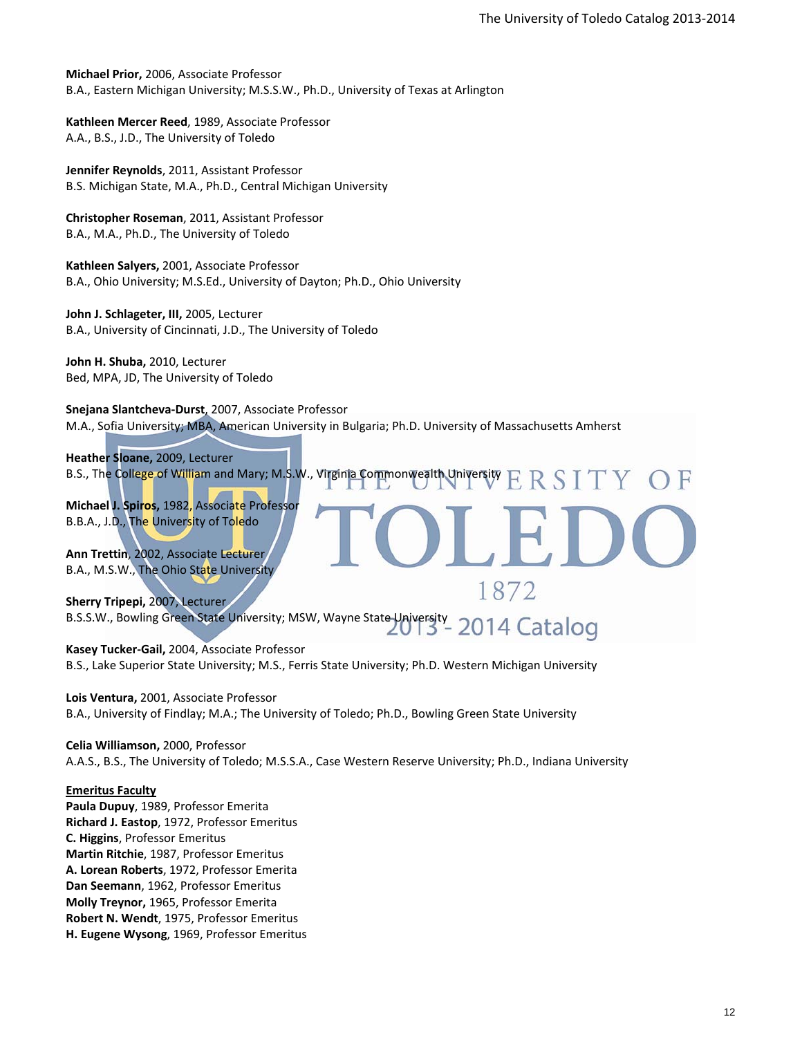**Michael Prior,** 2006, Associate Professor
B.A., Eastern Michigan University; M.S.S.W., Ph.D., University of Texas at Arlington

**Kathleen Mercer Reed**, 1989, Associate Professor
A.A., B.S., J.D., The University of Toledo

**Jennifer Reynolds**, 2011, Assistant Professor
B.S. Michigan State, M.A., Ph.D., Central Michigan University

**Christopher Roseman**, 2011, Assistant Professor
B.A., M.A., Ph.D., The University of Toledo

**Kathleen Salyers,** 2001, Associate Professor
B.A., Ohio University; M.S.Ed., University of Dayton; Ph.D., Ohio University

**John J. Schlageter, III,** 2005, Lecturer
B.A., University of Cincinnati, J.D., The University of Toledo

**John H. Shuba,** 2010, Lecturer
Bed, MPA, JD, The University of Toledo

**Snejana Slantcheva-Durst**, 2007, Associate Professor
M.A., Sofia University; MBA, American University in Bulgaria; Ph.D. University of Massachusetts Amherst

**Heather Sloane,** 2009, Lecturer
B.S., The College of William and Mary; M.S.W., Virginia Commonwealth University

**Michael J. Spiros,** 1982, Associate Professor
B.B.A., J.D., The University of Toledo

**Ann Trettin**, 2002, Associate Lecturer
B.A., M.S.W., The Ohio State University

**Sherry Tripepi,** 2007, Lecturer
B.S.S.W., Bowling Green State University; MSW, Wayne State University

**Kasey Tucker-Gail,** 2004, Associate Professor
B.S., Lake Superior State University; M.S., Ferris State University; Ph.D. Western Michigan University

**Lois Ventura,** 2001, Associate Professor
B.A., University of Findlay; M.A.; The University of Toledo; Ph.D., Bowling Green State University

**Celia Williamson,** 2000, Professor
A.A.S., B.S., The University of Toledo; M.S.S.A., Case Western Reserve University; Ph.D., Indiana University

**Emeritus Faculty**

**Paula Dupuy**, 1989, Professor Emerita
**Richard J. Eastop**, 1972, Professor Emeritus
**C. Higgins**, Professor Emeritus
**Martin Ritchie**, 1987, Professor Emeritus
**A. Lorean Roberts**, 1972, Professor Emerita
**Dan Seemann**, 1962, Professor Emeritus
**Molly Treynor,** 1965, Professor Emerita
**Robert N. Wendt**, 1975, Professor Emeritus
**H. Eugene Wysong**, 1969, Professor Emeritus